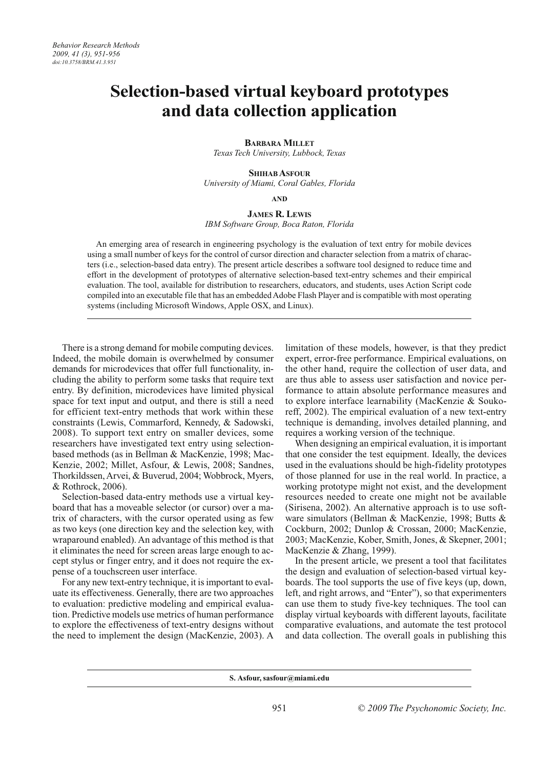# Selection-based virtual keyboard prototypes and data collection application

**Barbara Millet**
*Texas Tech University, Lubbock, Texas*

**Shihab Asfour**
*University of Miami, Coral Gables, Florida*

**and**

**James R. Lewis**
*IBM Software Group, Boca Raton, Florida*

An emerging area of research in engineering psychology is the evaluation of text entry for mobile devices using a small number of keys for the control of cursor direction and character selection from a matrix of characters (i.e., selection-based data entry). The present article describes a software tool designed to reduce time and effort in the development of prototypes of alternative selection-based text-entry schemes and their empirical evaluation. The tool, available for distribution to researchers, educators, and students, uses Action Script code compiled into an executable file that has an embedded Adobe Flash Player and is compatible with most operating systems (including Microsoft Windows, Apple OSX, and Linux).

---

There is a strong demand for mobile computing devices. Indeed, the mobile domain is overwhelmed by consumer demands for microdevices that offer full functionality, including the ability to perform some tasks that require text entry. By definition, microdevices have limited physical space for text input and output, and there is still a need for efficient text-entry methods that work within these constraints (Lewis, Commarford, Kennedy, & Sadowski, 2008). To support text entry on smaller devices, some researchers have investigated text entry using selection-based methods (as in Bellman & MacKenzie, 1998; MacKenzie, 2002; Millet, Asfour, & Lewis, 2008; Sandnes, Thorkildssen, Arvei, & Buverud, 2004; Wobbrock, Myers, & Rothrock, 2006).

Selection-based data-entry methods use a virtual keyboard that has a moveable selector (or cursor) over a matrix of characters, with the cursor operated using as few as two keys (one direction key and the selection key, with wraparound enabled). An advantage of this method is that it eliminates the need for screen areas large enough to accept stylus or finger entry, and it does not require the expense of a touchscreen user interface.

For any new text-entry technique, it is important to evaluate its effectiveness. Generally, there are two approaches to evaluation: predictive modeling and empirical evaluation. Predictive models use metrics of human performance to explore the effectiveness of text-entry designs without the need to implement the design (MacKenzie, 2003). A limitation of these models, however, is that they predict expert, error-free performance. Empirical evaluations, on the other hand, require the collection of user data, and are thus able to assess user satisfaction and novice performance to attain absolute performance measures and to explore interface learnability (MacKenzie & Soukoreff, 2002). The empirical evaluation of a new text-entry technique is demanding, involves detailed planning, and requires a working version of the technique.

When designing an empirical evaluation, it is important that one consider the test equipment. Ideally, the devices used in the evaluations should be high-fidelity prototypes of those planned for use in the real world. In practice, a working prototype might not exist, and the development resources needed to create one might not be available (Sirisena, 2002). An alternative approach is to use software simulators (Bellman & MacKenzie, 1998; Butts & Cockburn, 2002; Dunlop & Crossan, 2000; MacKenzie, 2003; MacKenzie, Kober, Smith, Jones, & Skepner, 2001; MacKenzie & Zhang, 1999).

In the present article, we present a tool that facilitates the design and evaluation of selection-based virtual keyboards. The tool supports the use of five keys (up, down, left, and right arrows, and "Enter"), so that experimenters can use them to study five-key techniques. The tool can display virtual keyboards with different layouts, facilitate comparative evaluations, and automate the test protocol and data collection. The overall goals in publishing this

---

**S. Asfour, sasfour@miami.edu**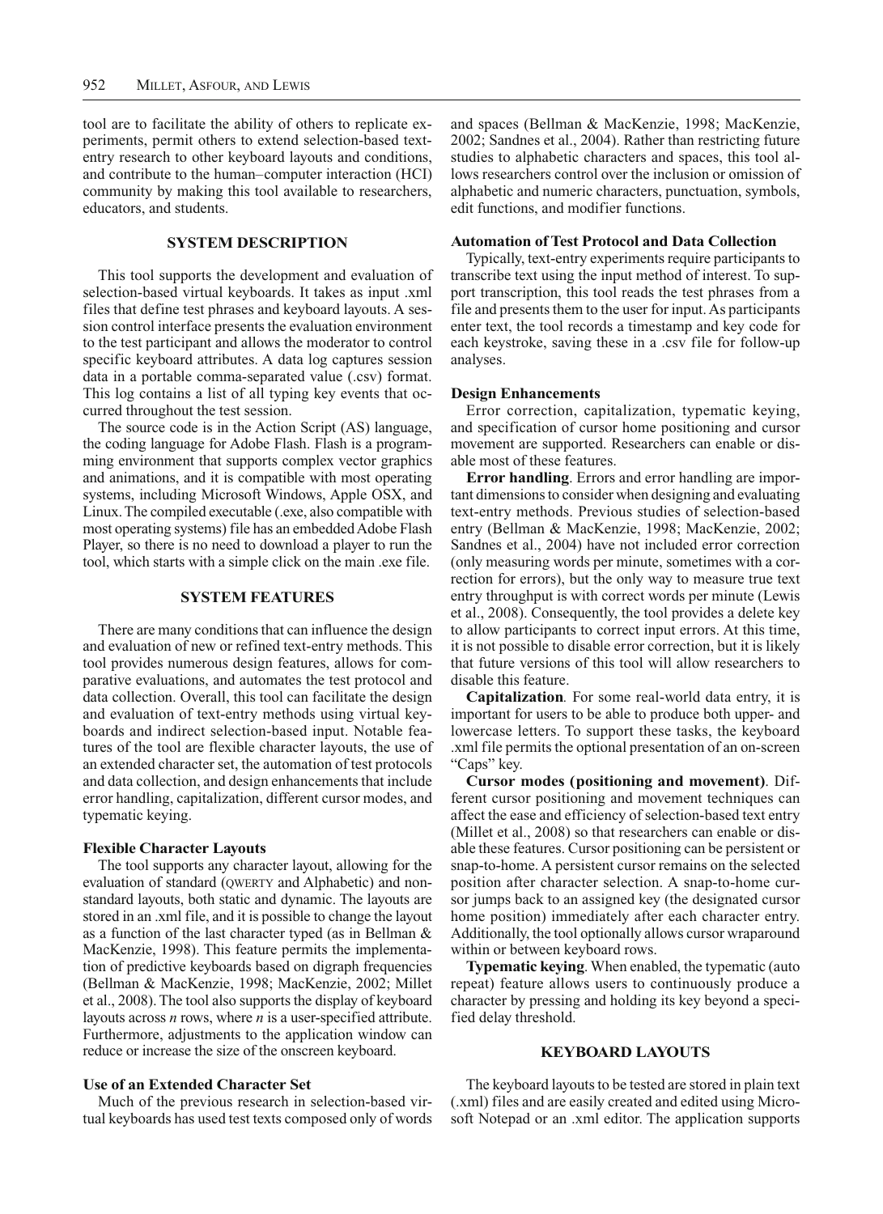tool are to facilitate the ability of others to replicate experiments, permit others to extend selection-based text-entry research to other keyboard layouts and conditions, and contribute to the human–computer interaction (HCI) community by making this tool available to researchers, educators, and students.

## SYSTEM DESCRIPTION

This tool supports the development and evaluation of selection-based virtual keyboards. It takes as input .xml files that define test phrases and keyboard layouts. A session control interface presents the evaluation environment to the test participant and allows the moderator to control specific keyboard attributes. A data log captures session data in a portable comma-separated value (.csv) format. This log contains a list of all typing key events that occurred throughout the test session.

The source code is in the Action Script (AS) language, the coding language for Adobe Flash. Flash is a programming environment that supports complex vector graphics and animations, and it is compatible with most operating systems, including Microsoft Windows, Apple OSX, and Linux. The compiled executable (.exe, also compatible with most operating systems) file has an embedded Adobe Flash Player, so there is no need to download a player to run the tool, which starts with a simple click on the main .exe file.

## SYSTEM FEATURES

There are many conditions that can influence the design and evaluation of new or refined text-entry methods. This tool provides numerous design features, allows for comparative evaluations, and automates the test protocol and data collection. Overall, this tool can facilitate the design and evaluation of text-entry methods using virtual keyboards and indirect selection-based input. Notable features of the tool are flexible character layouts, the use of an extended character set, the automation of test protocols and data collection, and design enhancements that include error handling, capitalization, different cursor modes, and typematic keying.

### Flexible Character Layouts

The tool supports any character layout, allowing for the evaluation of standard (QWERTY and Alphabetic) and nonstandard layouts, both static and dynamic. The layouts are stored in an .xml file, and it is possible to change the layout as a function of the last character typed (as in Bellman & MacKenzie, 1998). This feature permits the implementation of predictive keyboards based on digraph frequencies (Bellman & MacKenzie, 1998; MacKenzie, 2002; Millet et al., 2008). The tool also supports the display of keyboard layouts across *n* rows, where *n* is a user-specified attribute. Furthermore, adjustments to the application window can reduce or increase the size of the onscreen keyboard.

### Use of an Extended Character Set

Much of the previous research in selection-based virtual keyboards has used test texts composed only of words and spaces (Bellman & MacKenzie, 1998; MacKenzie, 2002; Sandnes et al., 2004). Rather than restricting future studies to alphabetic characters and spaces, this tool allows researchers control over the inclusion or omission of alphabetic and numeric characters, punctuation, symbols, edit functions, and modifier functions.

### Automation of Test Protocol and Data Collection

Typically, text-entry experiments require participants to transcribe text using the input method of interest. To support transcription, this tool reads the test phrases from a file and presents them to the user for input. As participants enter text, the tool records a timestamp and key code for each keystroke, saving these in a .csv file for follow-up analyses.

### Design Enhancements

Error correction, capitalization, typematic keying, and specification of cursor home positioning and cursor movement are supported. Researchers can enable or disable most of these features.

**Error handling**. Errors and error handling are important dimensions to consider when designing and evaluating text-entry methods. Previous studies of selection-based entry (Bellman & MacKenzie, 1998; MacKenzie, 2002; Sandnes et al., 2004) have not included error correction (only measuring words per minute, sometimes with a correction for errors), but the only way to measure true text entry throughput is with correct words per minute (Lewis et al., 2008). Consequently, the tool provides a delete key to allow participants to correct input errors. At this time, it is not possible to disable error correction, but it is likely that future versions of this tool will allow researchers to disable this feature.

**Capitalization**. For some real-world data entry, it is important for users to be able to produce both upper- and lowercase letters. To support these tasks, the keyboard .xml file permits the optional presentation of an on-screen "Caps" key.

**Cursor modes (positioning and movement)**. Different cursor positioning and movement techniques can affect the ease and efficiency of selection-based text entry (Millet et al., 2008) so that researchers can enable or disable these features. Cursor positioning can be persistent or snap-to-home. A persistent cursor remains on the selected position after character selection. A snap-to-home cursor jumps back to an assigned key (the designated cursor home position) immediately after each character entry. Additionally, the tool optionally allows cursor wraparound within or between keyboard rows.

**Typematic keying**. When enabled, the typematic (auto repeat) feature allows users to continuously produce a character by pressing and holding its key beyond a specified delay threshold.

## KEYBOARD LAYOUTS

The keyboard layouts to be tested are stored in plain text (.xml) files and are easily created and edited using Microsoft Notepad or an .xml editor. The application supports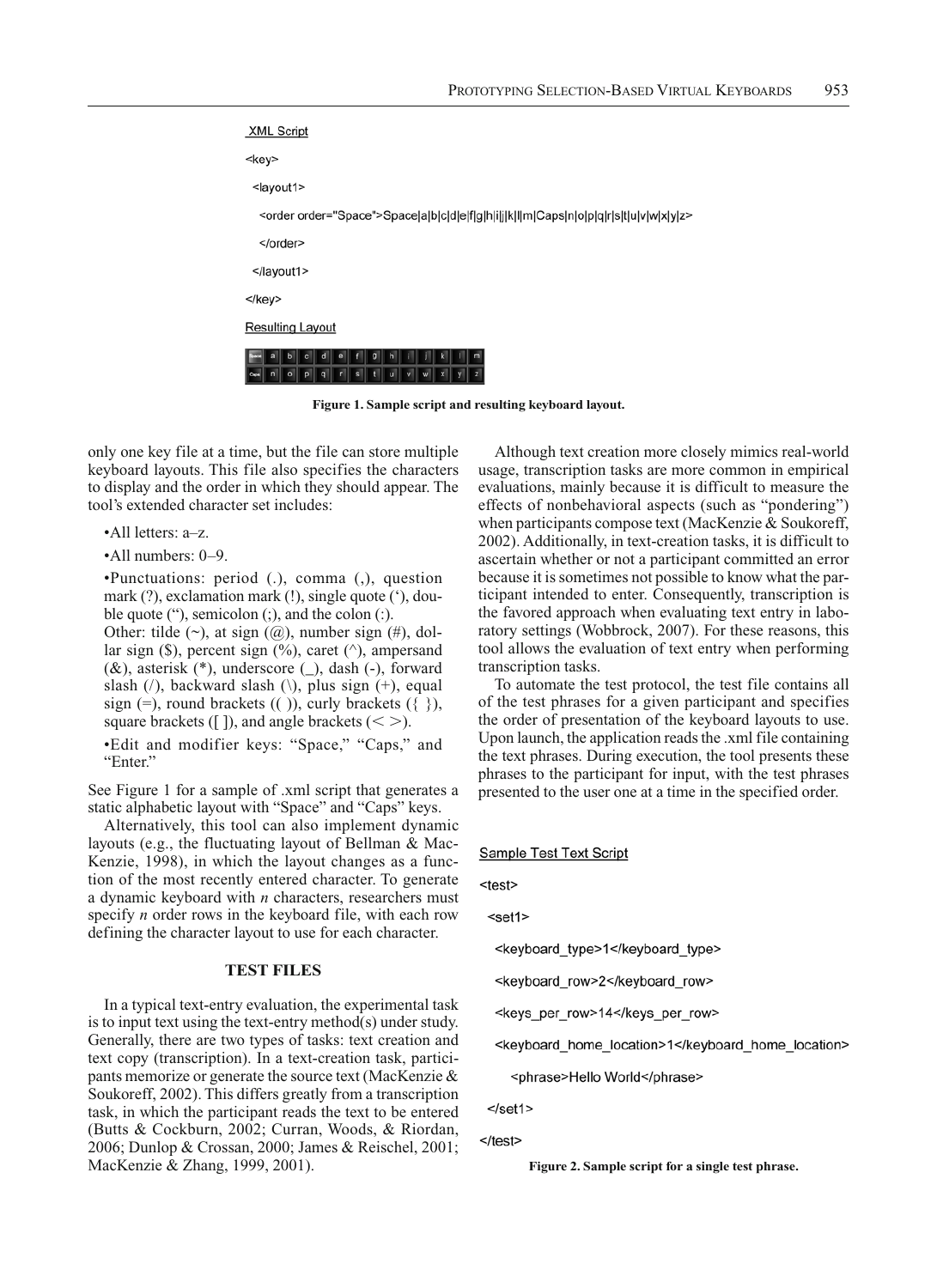**XML Script**

```
<key>
  <layout1>
    <order order="Space">Space|a|b|c|d|e|f|g|h|i|j|k|l|m|Caps|n|o|p|q|r|s|t|u|v|w|x|y|z>
    </order>
  </layout1>
</key>
```

**Resulting Layout**

| Space | a | b | c | d | e | f | g | h | i | j | k | l | m |
|---|---|---|---|---|---|---|---|---|---|---|---|---|---|
| Caps | n | o | p | q | r | s | t | u | v | w | x | y | z |

**Figure 1. Sample script and resulting keyboard layout.**

only one key file at a time, but the file can store multiple keyboard layouts. This file also specifies the characters to display and the order in which they should appear. The tool's extended character set includes:

- All letters: a–z.
- All numbers: 0–9.
- Punctuations: period (.), comma (,), question mark (?), exclamation mark (!), single quote (‘), double quote (“), semicolon (;), and the colon (:).
  Other: tilde (~), at sign (@), number sign (#), dollar sign ($), percent sign (%), caret (^), ampersand (&), asterisk (*), underscore (_), dash (-), forward slash (/), backward slash (\), plus sign (+), equal sign (=), round brackets (( )), curly brackets ({ }), square brackets ([ ]), and angle brackets (< >).
- Edit and modifier keys: “Space,” “Caps,” and “Enter.”

See Figure 1 for a sample of .xml script that generates a static alphabetic layout with “Space” and “Caps” keys.

Alternatively, this tool can also implement dynamic layouts (e.g., the fluctuating layout of Bellman & MacKenzie, 1998), in which the layout changes as a function of the most recently entered character. To generate a dynamic keyboard with *n* characters, researchers must specify *n* order rows in the keyboard file, with each row defining the character layout to use for each character.

## TEST FILES

In a typical text-entry evaluation, the experimental task is to input text using the text-entry method(s) under study. Generally, there are two types of tasks: text creation and text copy (transcription). In a text-creation task, participants memorize or generate the source text (MacKenzie & Soukoreff, 2002). This differs greatly from a transcription task, in which the participant reads the text to be entered (Butts & Cockburn, 2002; Curran, Woods, & Riordan, 2006; Dunlop & Crossan, 2000; James & Reischel, 2001; MacKenzie & Zhang, 1999, 2001).

Although text creation more closely mimics real-world usage, transcription tasks are more common in empirical evaluations, mainly because it is difficult to measure the effects of nonbehavioral aspects (such as “pondering”) when participants compose text (MacKenzie & Soukoreff, 2002). Additionally, in text-creation tasks, it is difficult to ascertain whether or not a participant committed an error because it is sometimes not possible to know what the participant intended to enter. Consequently, transcription is the favored approach when evaluating text entry in laboratory settings (Wobbrock, 2007). For these reasons, this tool allows the evaluation of text entry when performing transcription tasks.

To automate the test protocol, the test file contains all of the test phrases for a given participant and specifies the order of presentation of the keyboard layouts to use. Upon launch, the application reads the .xml file containing the text phrases. During execution, the tool presents these phrases to the participant for input, with the test phrases presented to the user one at a time in the specified order.

**Sample Test Text Script**

```
<test>
  <set1>
    <keyboard_type>1</keyboard_type>
    <keyboard_row>2</keyboard_row>
    <keys_per_row>14</keys_per_row>
    <keyboard_home_location>1</keyboard_home_location>
      <phrase>Hello World</phrase>
  </set1>
</test>
```

**Figure 2. Sample script for a single test phrase.**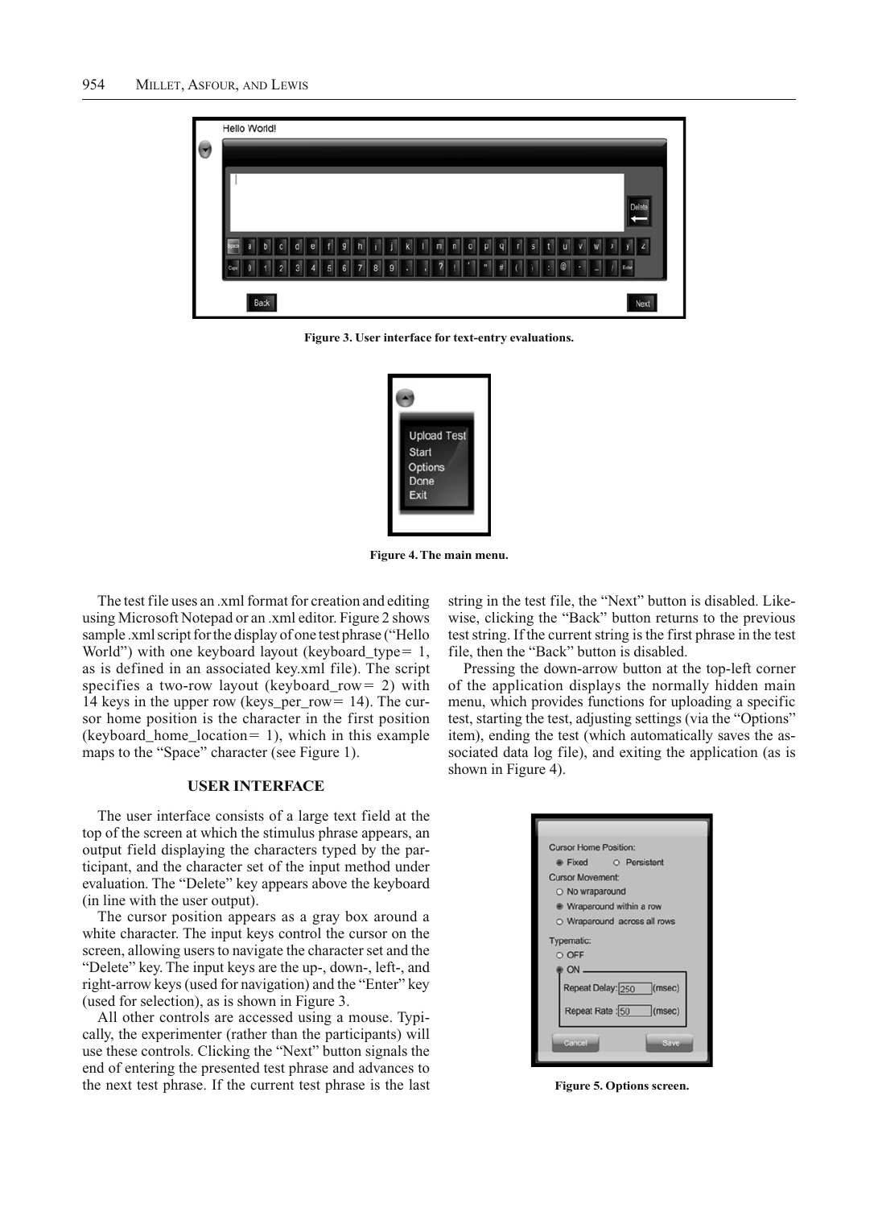Figure 3. User interface for text-entry evaluations.

Figure 4. The main menu.

The test file uses an .xml format for creation and editing using Microsoft Notepad or an .xml editor. Figure 2 shows sample .xml script for the display of one test phrase ("Hello World") with one keyboard layout (keyboard_type = 1, as is defined in an associated key.xml file). The script specifies a two-row layout (keyboard_row = 2) with 14 keys in the upper row (keys_per_row = 14). The cursor home position is the character in the first position (keyboard_home_location = 1), which in this example maps to the "Space" character (see Figure 1).

## USER INTERFACE

The user interface consists of a large text field at the top of the screen at which the stimulus phrase appears, an output field displaying the characters typed by the participant, and the character set of the input method under evaluation. The "Delete" key appears above the keyboard (in line with the user output).

The cursor position appears as a gray box around a white character. The input keys control the cursor on the screen, allowing users to navigate the character set and the "Delete" key. The input keys are the up-, down-, left-, and right-arrow keys (used for navigation) and the "Enter" key (used for selection), as is shown in Figure 3.

All other controls are accessed using a mouse. Typically, the experimenter (rather than the participants) will use these controls. Clicking the "Next" button signals the end of entering the presented test phrase and advances to the next test phrase. If the current test phrase is the last string in the test file, the "Next" button is disabled. Likewise, clicking the "Back" button returns to the previous test string. If the current string is the first phrase in the test file, then the "Back" button is disabled.

Pressing the down-arrow button at the top-left corner of the application displays the normally hidden main menu, which provides functions for uploading a specific test, starting the test, adjusting settings (via the "Options" item), ending the test (which automatically saves the associated data log file), and exiting the application (as is shown in Figure 4).

Figure 5. Options screen.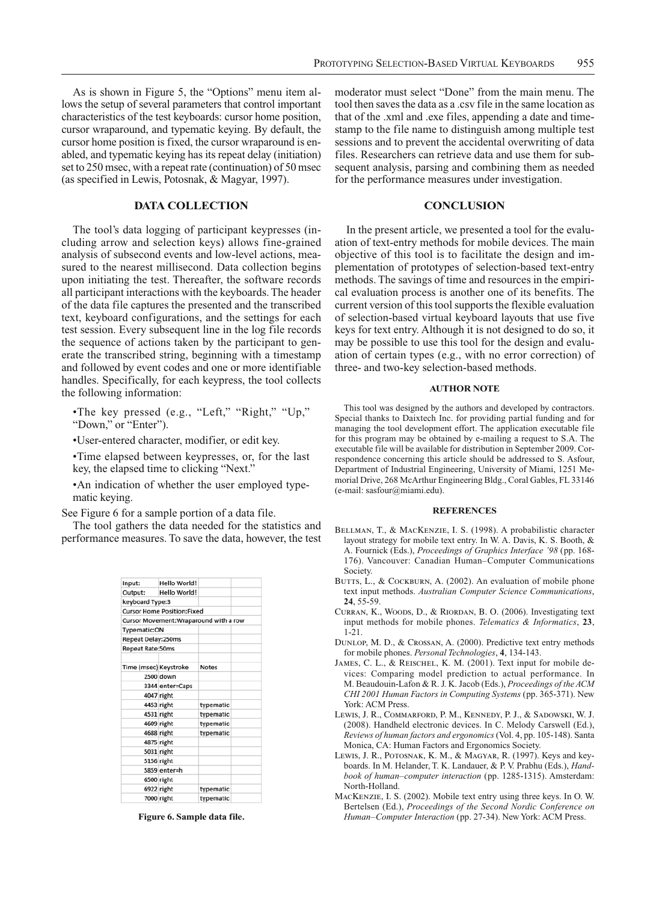As is shown in Figure 5, the "Options" menu item allows the setup of several parameters that control important characteristics of the test keyboards: cursor home position, cursor wraparound, and typematic keying. By default, the cursor home position is fixed, the cursor wraparound is enabled, and typematic keying has its repeat delay (initiation) set to 250 msec, with a repeat rate (continuation) of 50 msec (as specified in Lewis, Potosnak, & Magyar, 1997).

## DATA COLLECTION

The tool's data logging of participant keypresses (including arrow and selection keys) allows fine-grained analysis of subsecond events and low-level actions, measured to the nearest millisecond. Data collection begins upon initiating the test. Thereafter, the software records all participant interactions with the keyboards. The header of the data file captures the presented and the transcribed text, keyboard configurations, and the settings for each test session. Every subsequent line in the log file records the sequence of actions taken by the participant to generate the transcribed string, beginning with a timestamp and followed by event codes and one or more identifiable handles. Specifically, for each keypress, the tool collects the following information:

- The key pressed (e.g., "Left," "Right," "Up," "Down," or "Enter").
- User-entered character, modifier, or edit key.
- Time elapsed between keypresses, or, for the last key, the elapsed time to clicking "Next."
- An indication of whether the user employed typematic keying.

See Figure 6 for a sample portion of a data file.

The tool gathers the data needed for the statistics and performance measures. To save the data, however, the test

| Input: | Hello World! | | |
|---|---|---|---|
| Output: | Hello World! | | |
| keyboard Type:3 | | | |
| Cursor Home Position:Fixed | | | |
| Cursor Movement:Wraparound with a row | | | |
| Typematic:ON | | | |
| Repeat Delay:250ms | | | |
| Repeat Rate:50ms | | | |
| | | | |
| Time (msec) | Keystroke | Notes | |
| 2500 | down | | |
| 3344 | enter=Caps | | |
| 4047 | right | | |
| 4453 | right | typematic | |
| 4531 | right | typematic | |
| 4609 | right | typematic | |
| 4688 | right | typematic | |
| 4875 | right | | |
| 5031 | right | | |
| 5156 | right | | |
| 5859 | enter=h | | |
| 6500 | right | | |
| 6922 | right | typematic | |
| 7000 | right | typematic | |

**Figure 6. Sample data file.**

moderator must select "Done" from the main menu. The tool then saves the data as a .csv file in the same location as that of the .xml and .exe files, appending a date and timestamp to the file name to distinguish among multiple test sessions and to prevent the accidental overwriting of data files. Researchers can retrieve data and use them for subsequent analysis, parsing and combining them as needed for the performance measures under investigation.

## CONCLUSION

In the present article, we presented a tool for the evaluation of text-entry methods for mobile devices. The main objective of this tool is to facilitate the design and implementation of prototypes of selection-based text-entry methods. The savings of time and resources in the empirical evaluation process is another one of its benefits. The current version of this tool supports the flexible evaluation of selection-based virtual keyboard layouts that use five keys for text entry. Although it is not designed to do so, it may be possible to use this tool for the design and evaluation of certain types (e.g., with no error correction) of three- and two-key selection-based methods.

### AUTHOR NOTE

This tool was designed by the authors and developed by contractors. Special thanks to Daixtech Inc. for providing partial funding and for managing the tool development effort. The application executable file for this program may be obtained by e-mailing a request to S.A. The executable file will be available for distribution in September 2009. Correspondence concerning this article should be addressed to S. Asfour, Department of Industrial Engineering, University of Miami, 1251 Memorial Drive, 268 McArthur Engineering Bldg., Coral Gables, FL 33146 (e-mail: sasfour@miami.edu).

### REFERENCES

Bellman, T., & MacKenzie, I. S. (1998). A probabilistic character layout strategy for mobile text entry. In W. A. Davis, K. S. Booth, & A. Fournick (Eds.), *Proceedings of Graphics Interface '98* (pp. 168-176). Vancouver: Canadian Human–Computer Communications Society.

Butts, L., & Cockburn, A. (2002). An evaluation of mobile phone text input methods. *Australian Computer Science Communications*, **24**, 55-59.

Curran, K., Woods, D., & Riordan, B. O. (2006). Investigating text input methods for mobile phones. *Telematics & Informatics*, **23**, 1-21.

Dunlop, M. D., & Crossan, A. (2000). Predictive text entry methods for mobile phones. *Personal Technologies*, **4**, 134-143.

James, C. L., & Reischel, K. M. (2001). Text input for mobile devices: Comparing model prediction to actual performance. In M. Beaudouin-Lafon & R. J. K. Jacob (Eds.), *Proceedings of the ACM CHI 2001 Human Factors in Computing Systems* (pp. 365-371). New York: ACM Press.

Lewis, J. R., Commarford, P. M., Kennedy, P. J., & Sadowski, W. J. (2008). Handheld electronic devices. In C. Melody Carswell (Ed.), *Reviews of human factors and ergonomics* (Vol. 4, pp. 105-148). Santa Monica, CA: Human Factors and Ergonomics Society.

Lewis, J. R., Potosnak, K. M., & Magyar, R. (1997). Keys and keyboards. In M. Helander, T. K. Landauer, & P. V. Prabhu (Eds.), *Handbook of human–computer interaction* (pp. 1285-1315). Amsterdam: North-Holland.

MacKenzie, I. S. (2002). Mobile text entry using three keys. In O. W. Bertelsen (Ed.), *Proceedings of the Second Nordic Conference on Human–Computer Interaction* (pp. 27-34). New York: ACM Press.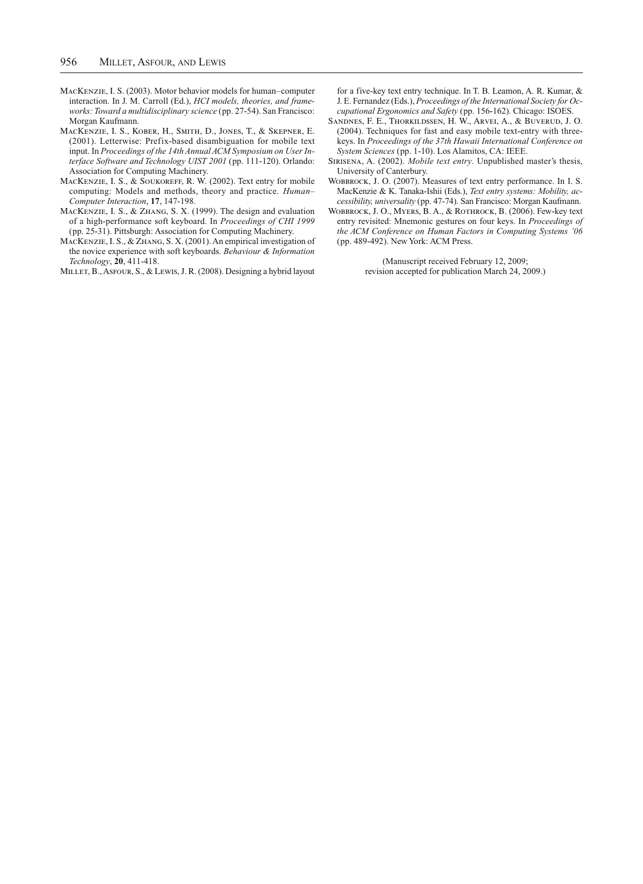MacKenzie, I. S. (2003). Motor behavior models for human–computer interaction. In J. M. Carroll (Ed.), *HCI models, theories, and frameworks: Toward a multidisciplinary science* (pp. 27-54). San Francisco: Morgan Kaufmann.

MacKenzie, I. S., Kober, H., Smith, D., Jones, T., & Skepner, E. (2001). Letterwise: Prefix-based disambiguation for mobile text input. In *Proceedings of the 14th Annual ACM Symposium on User Interface Software and Technology UIST 2001* (pp. 111-120). Orlando: Association for Computing Machinery.

MacKenzie, I. S., & Soukoreff, R. W. (2002). Text entry for mobile computing: Models and methods, theory and practice. *Human–Computer Interaction*, **17**, 147-198.

MacKenzie, I. S., & Zhang, S. X. (1999). The design and evaluation of a high-performance soft keyboard. In *Proceedings of CHI 1999* (pp. 25-31). Pittsburgh: Association for Computing Machinery.

MacKenzie, I. S., & Zhang, S. X. (2001). An empirical investigation of the novice experience with soft keyboards. *Behaviour & Information Technology*, **20**, 411-418.

Millet, B., Asfour, S., & Lewis, J. R. (2008). Designing a hybrid layout for a five-key text entry technique. In T. B. Leamon, A. R. Kumar, & J. E. Fernandez (Eds.), *Proceedings of the International Society for Occupational Ergonomics and Safety* (pp. 156-162). Chicago: ISOES.

Sandnes, F. E., Thorkildssen, H. W., Arvei, A., & Buverud, J. O. (2004). Techniques for fast and easy mobile text-entry with three-keys. In *Proceedings of the 37th Hawaii International Conference on System Sciences* (pp. 1-10). Los Alamitos, CA: IEEE.

Sirisena, A. (2002). *Mobile text entry*. Unpublished master's thesis, University of Canterbury.

Wobbrock, J. O. (2007). Measures of text entry performance. In I. S. MacKenzie & K. Tanaka-Ishii (Eds.), *Text entry systems: Mobility, accessibility, universality* (pp. 47-74). San Francisco: Morgan Kaufmann.

Wobbrock, J. O., Myers, B. A., & Rothrock, B. (2006). Few-key text entry revisited: Mnemonic gestures on four keys. In *Proceedings of the ACM Conference on Human Factors in Computing Systems '06* (pp. 489-492). New York: ACM Press.

(Manuscript received February 12, 2009;
revision accepted for publication March 24, 2009.)